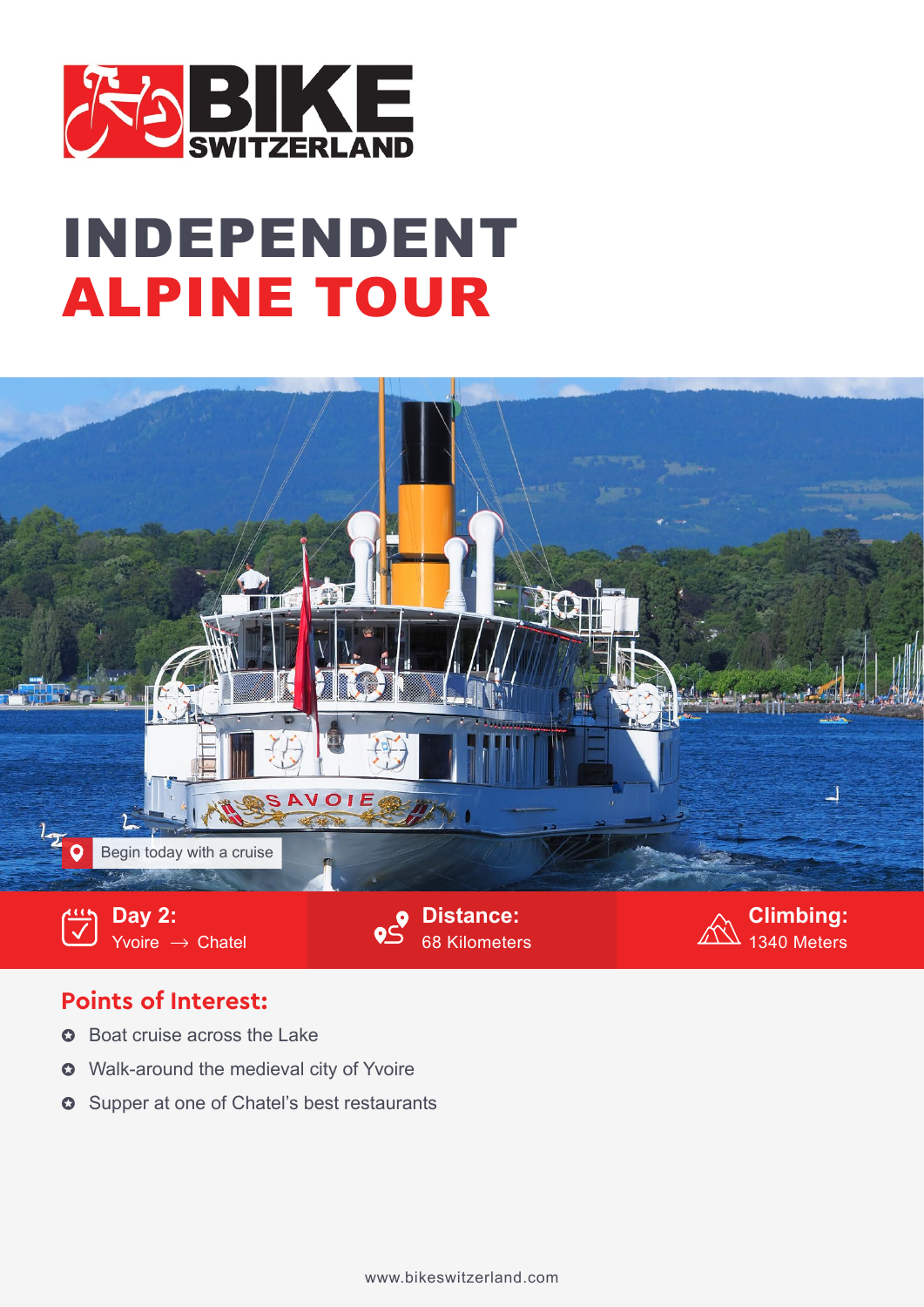BIKE SWITZERLAND

# INDEPENDENT ALPINE TOUR

Begin today with a cruise

**Day 2:** Yvoire → Chatel

**Distance:** 68 Kilometers

**Climbing:** 1340 Meters

## Points of Interest:

- Boat cruise across the Lake
- Walk-around the medieval city of Yvoire
- Supper at one of Chatel's best restaurants

www.bikeswitzerland.com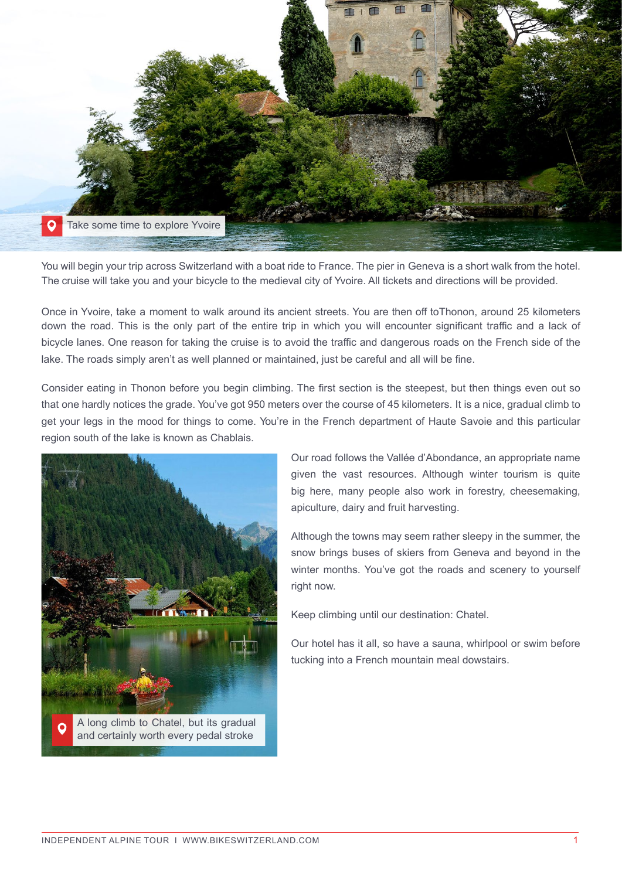Take some time to explore Yvoire

You will begin your trip across Switzerland with a boat ride to France. The pier in Geneva is a short walk from the hotel. The cruise will take you and your bicycle to the medieval city of Yvoire. All tickets and directions will be provided.

Once in Yvoire, take a moment to walk around its ancient streets. You are then off toThonon, around 25 kilometers down the road. This is the only part of the entire trip in which you will encounter significant traffic and a lack of bicycle lanes. One reason for taking the cruise is to avoid the traffic and dangerous roads on the French side of the lake. The roads simply aren't as well planned or maintained, just be careful and all will be fine.

Consider eating in Thonon before you begin climbing. The first section is the steepest, but then things even out so that one hardly notices the grade. You've got 950 meters over the course of 45 kilometers. It is a nice, gradual climb to get your legs in the mood for things to come. You're in the French department of Haute Savoie and this particular region south of the lake is known as Chablais.

A long climb to Chatel, but its gradual and certainly worth every pedal stroke

Our road follows the Vallée d'Abondance, an appropriate name given the vast resources. Although winter tourism is quite big here, many people also work in forestry, cheesemaking, apiculture, dairy and fruit harvesting.

Although the towns may seem rather sleepy in the summer, the snow brings buses of skiers from Geneva and beyond in the winter months. You've got the roads and scenery to yourself right now.

Keep climbing until our destination: Chatel.

Our hotel has it all, so have a sauna, whirlpool or swim before tucking into a French mountain meal dowstairs.